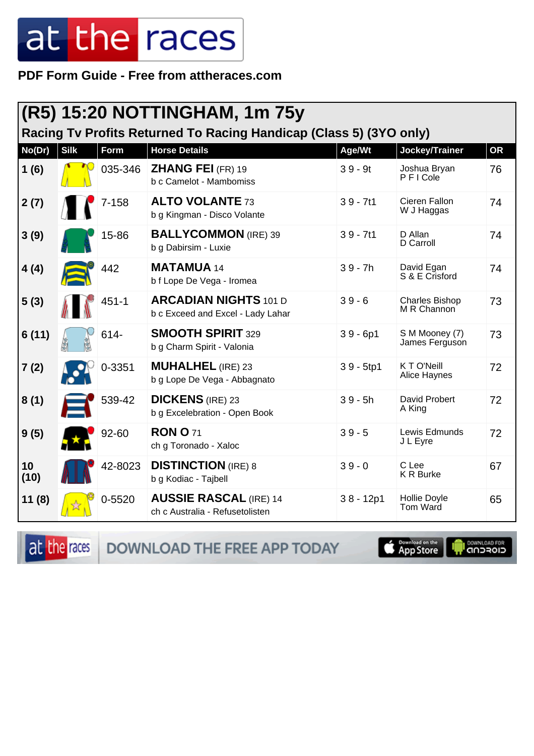# at the races

**PDF Form Guide - Free from attheraces.com**

## (R5) 15:20 NOTTINGHAM, 1m 75y

### Racing Tv Profits Returned To Racing Handicap (Class 5) (3YO only)

| No(Dr) | Silk | Form | Horse Details | Age/Wt | Jockey/Trainer | OR |
|---|---|---|---|---|---|---|
| 1 (6) | | 035-346 | **ZHANG FEI** (FR) 19<br>b c Camelot - Mambomiss | 3 9 - 9t | Joshua Bryan<br>P F I Cole | 76 |
| 2 (7) | | 7-158 | **ALTO VOLANTE** 73<br>b g Kingman - Disco Volante | 3 9 - 7t1 | Cieren Fallon<br>W J Haggas | 74 |
| 3 (9) | | 15-86 | **BALLYCOMMON** (IRE) 39<br>b g Dabirsim - Luxie | 3 9 - 7t1 | D Allan<br>D Carroll | 74 |
| 4 (4) | | 442 | **MATAMUA** 14<br>b f Lope De Vega - Iromea | 3 9 - 7h | David Egan<br>S & E Crisford | 74 |
| 5 (3) | | 451-1 | **ARCADIAN NIGHTS** 101 D<br>b c Exceed and Excel - Lady Lahar | 3 9 - 6 | Charles Bishop<br>M R Channon | 73 |
| 6 (11) | | 614- | **SMOOTH SPIRIT** 329<br>b g Charm Spirit - Valonia | 3 9 - 6p1 | S M Mooney (7)<br>James Ferguson | 73 |
| 7 (2) | | 0-3351 | **MUHALHEL** (IRE) 23<br>b g Lope De Vega - Abbagnato | 3 9 - 5tp1 | K T O'Neill<br>Alice Haynes | 72 |
| 8 (1) | | 539-42 | **DICKENS** (IRE) 23<br>b g Excelebration - Open Book | 3 9 - 5h | David Probert<br>A King | 72 |
| 9 (5) | | 92-60 | **RON O** 71<br>ch g Toronado - Xaloc | 3 9 - 5 | Lewis Edmunds<br>J L Eyre | 72 |
| 10 (10) | | 42-8023 | **DISTINCTION** (IRE) 8<br>b g Kodiac - Tajbell | 3 9 - 0 | C Lee<br>K R Burke | 67 |
| 11 (8) | | 0-5520 | **AUSSIE RASCAL** (IRE) 14<br>ch c Australia - Refusetolisten | 3 8 - 12p1 | Hollie Doyle<br>Tom Ward | 65 |

DOWNLOAD THE FREE APP TODAY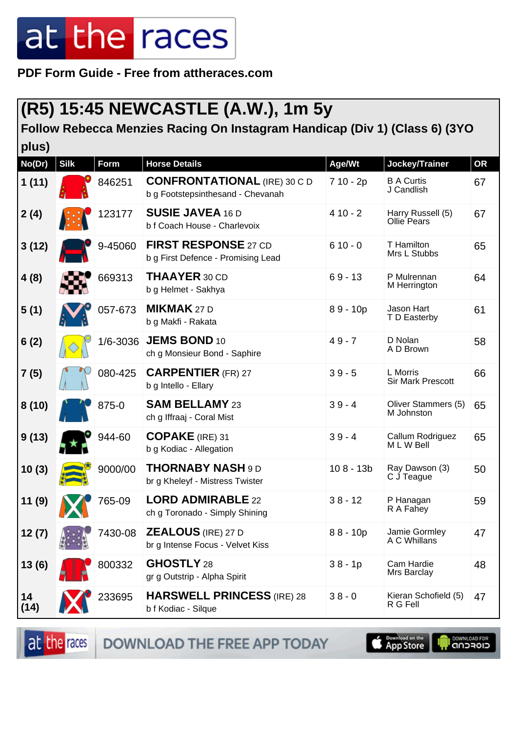PDF Form Guide - Free from attheraces.com

# (R5) 15:45 NEWCASTLE (A.W.), 1m 5y

## Follow Rebecca Menzies Racing On Instagram Handicap (Div 1) (Class 6) (3YO plus)

| No(Dr) | Silk | Form | Horse Details | Age/Wt | Jockey/Trainer | OR |
|---|---|---|---|---|---|---|
| 1 (11) | | 846251 | **CONFRONTATIONAL** (IRE) 30 C D<br>b g Footstepsinthesand - Chevanah | 7 10 - 2p | B A Curtis<br>J Candlish | 67 |
| 2 (4) | | 123177 | **SUSIE JAVEA** 16 D<br>b f Coach House - Charlevoix | 4 10 - 2 | Harry Russell (5)<br>Ollie Pears | 67 |
| 3 (12) | | 9-45060 | **FIRST RESPONSE** 27 CD<br>b g First Defence - Promising Lead | 6 10 - 0 | T Hamilton<br>Mrs L Stubbs | 65 |
| 4 (8) | | 669313 | **THAAYER** 30 CD<br>b g Helmet - Sakhya | 6 9 - 13 | P Mulrennan<br>M Herrington | 64 |
| 5 (1) | | 057-673 | **MIKMAK** 27 D<br>b g Makfi - Rakata | 8 9 - 10p | Jason Hart<br>T D Easterby | 61 |
| 6 (2) | | 1/6-3036 | **JEMS BOND** 10<br>ch g Monsieur Bond - Saphire | 4 9 - 7 | D Nolan<br>A D Brown | 58 |
| 7 (5) | | 080-425 | **CARPENTIER** (FR) 27<br>b g Intello - Ellary | 3 9 - 5 | L Morris<br>Sir Mark Prescott | 66 |
| 8 (10) | | 875-0 | **SAM BELLAMY** 23<br>ch g Iffraaj - Coral Mist | 3 9 - 4 | Oliver Stammers (5)<br>M Johnston | 65 |
| 9 (13) | | 944-60 | **COPAKE** (IRE) 31<br>b g Kodiac - Allegation | 3 9 - 4 | Callum Rodriguez<br>M L W Bell | 65 |
| 10 (3) | | 9000/00 | **THORNABY NASH** 9 D<br>br g Kheleyf - Mistress Twister | 10 8 - 13b | Ray Dawson (3)<br>C J Teague | 50 |
| 11 (9) | | 765-09 | **LORD ADMIRABLE** 22<br>ch g Toronado - Simply Shining | 3 8 - 12 | P Hanagan<br>R A Fahey | 59 |
| 12 (7) | | 7430-08 | **ZEALOUS** (IRE) 27 D<br>br g Intense Focus - Velvet Kiss | 8 8 - 10p | Jamie Gormley<br>A C Whillans | 47 |
| 13 (6) | | 800332 | **GHOSTLY** 28<br>gr g Outstrip - Alpha Spirit | 3 8 - 1p | Cam Hardie<br>Mrs Barclay | 48 |
| 14 (14) | | 233695 | **HARSWELL PRINCESS** (IRE) 28<br>b f Kodiac - Silque | 3 8 - 0 | Kieran Schofield (5)<br>R G Fell | 47 |

DOWNLOAD THE FREE APP TODAY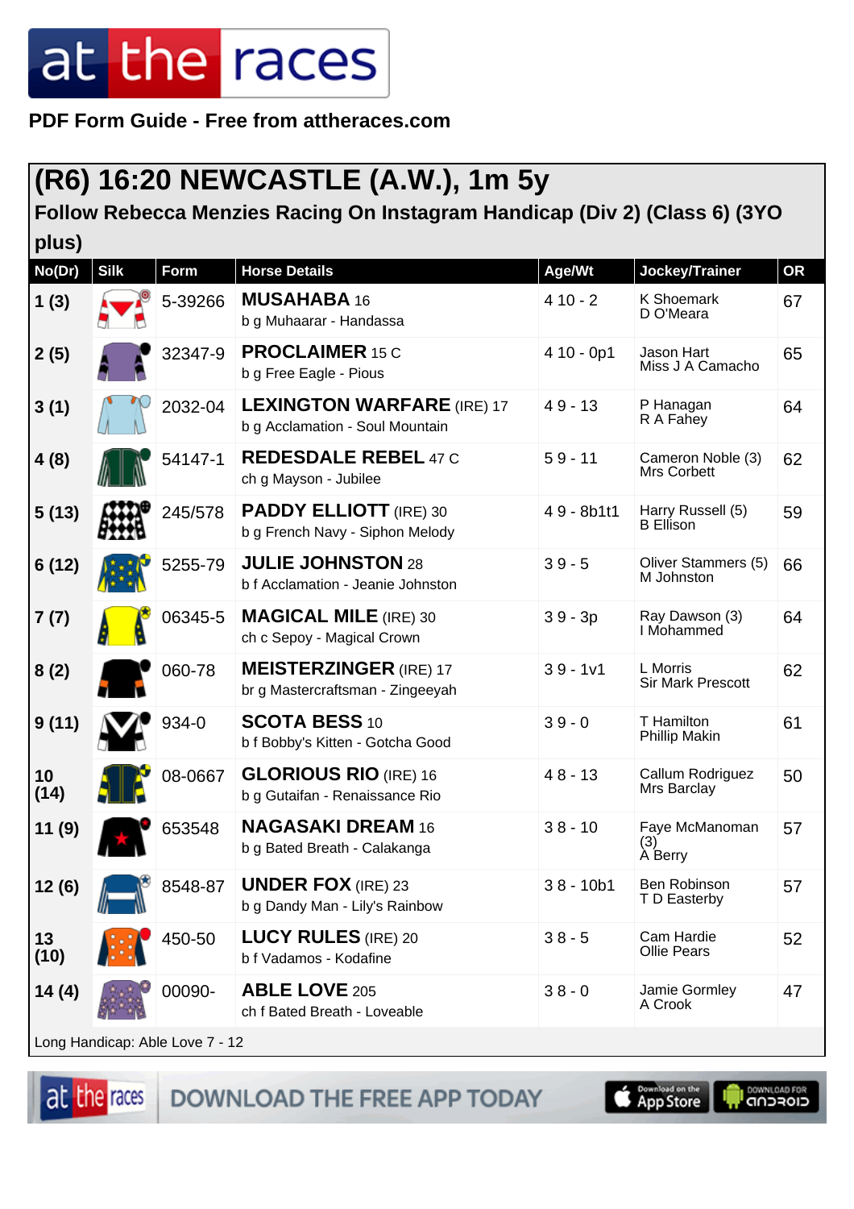at the races

**PDF Form Guide - Free from attheraces.com**

## (R6) 16:20 NEWCASTLE (A.W.), 1m 5y

### Follow Rebecca Menzies Racing On Instagram Handicap (Div 2) (Class 6) (3YO plus)

| No(Dr) | Silk | Form | Horse Details | Age/Wt | Jockey/Trainer | OR |
|---|---|---|---|---|---|---|
| 1 (3) | | 5-39266 | **MUSAHABA** 16<br>b g Muhaarar - Handassa | 4 10 - 2 | K Shoemark<br>D O'Meara | 67 |
| 2 (5) | | 32347-9 | **PROCLAIMER** 15 C<br>b g Free Eagle - Pious | 4 10 - 0p1 | Jason Hart<br>Miss J A Camacho | 65 |
| 3 (1) | | 2032-04 | **LEXINGTON WARFARE** (IRE) 17<br>b g Acclamation - Soul Mountain | 4 9 - 13 | P Hanagan<br>R A Fahey | 64 |
| 4 (8) | | 54147-1 | **REDESDALE REBEL** 47 C<br>ch g Mayson - Jubilee | 5 9 - 11 | Cameron Noble (3)<br>Mrs Corbett | 62 |
| 5 (13) | | 245/578 | **PADDY ELLIOTT** (IRE) 30<br>b g French Navy - Siphon Melody | 4 9 - 8b1t1 | Harry Russell (5)<br>B Ellison | 59 |
| 6 (12) | | 5255-79 | **JULIE JOHNSTON** 28<br>b f Acclamation - Jeanie Johnston | 3 9 - 5 | Oliver Stammers (5)<br>M Johnston | 66 |
| 7 (7) | | 06345-5 | **MAGICAL MILE** (IRE) 30<br>ch c Sepoy - Magical Crown | 3 9 - 3p | Ray Dawson (3)<br>I Mohammed | 64 |
| 8 (2) | | 060-78 | **MEISTERZINGER** (IRE) 17<br>br g Mastercraftsman - Zingeeyah | 3 9 - 1v1 | L Morris<br>Sir Mark Prescott | 62 |
| 9 (11) | | 934-0 | **SCOTA BESS** 10<br>b f Bobby's Kitten - Gotcha Good | 3 9 - 0 | T Hamilton<br>Phillip Makin | 61 |
| 10 (14) | | 08-0667 | **GLORIOUS RIO** (IRE) 16<br>b g Gutaifan - Renaissance Rio | 4 8 - 13 | Callum Rodriguez<br>Mrs Barclay | 50 |
| 11 (9) | | 653548 | **NAGASAKI DREAM** 16<br>b g Bated Breath - Calakanga | 3 8 - 10 | Faye McManoman (3)<br>A Berry | 57 |
| 12 (6) | | 8548-87 | **UNDER FOX** (IRE) 23<br>b g Dandy Man - Lily's Rainbow | 3 8 - 10b1 | Ben Robinson<br>T D Easterby | 57 |
| 13 (10) | | 450-50 | **LUCY RULES** (IRE) 20<br>b f Vadamos - Kodafine | 3 8 - 5 | Cam Hardie<br>Ollie Pears | 52 |
| 14 (4) | | 00090- | **ABLE LOVE** 205<br>ch f Bated Breath - Loveable | 3 8 - 0 | Jamie Gormley<br>A Crook | 47 |

Long Handicap: Able Love 7 - 12

DOWNLOAD THE FREE APP TODAY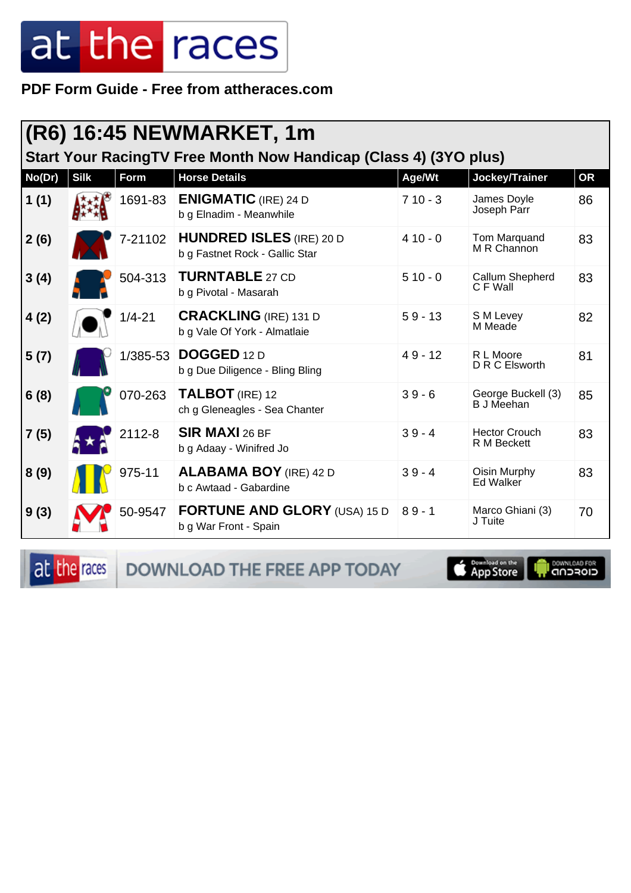# at the races

**PDF Form Guide - Free from attheraces.com**

## (R6) 16:45 NEWMARKET, 1m

### Start Your RacingTV Free Month Now Handicap (Class 4) (3YO plus)

| No(Dr) | Silk | Form | Horse Details | Age/Wt | Jockey/Trainer | OR |
|---|---|---|---|---|---|---|
| 1 (1) | | 1691-83 | **ENIGMATIC** (IRE) 24 D<br>b g Elnadim - Meanwhile | 7 10 - 3 | James Doyle<br>Joseph Parr | 86 |
| 2 (6) | | 7-21102 | **HUNDRED ISLES** (IRE) 20 D<br>b g Fastnet Rock - Gallic Star | 4 10 - 0 | Tom Marquand<br>M R Channon | 83 |
| 3 (4) | | 504-313 | **TURNTABLE** 27 CD<br>b g Pivotal - Masarah | 5 10 - 0 | Callum Shepherd<br>C F Wall | 83 |
| 4 (2) | | 1/4-21 | **CRACKLING** (IRE) 131 D<br>b g Vale Of York - Almatlaie | 5 9 - 13 | S M Levey<br>M Meade | 82 |
| 5 (7) | | 1/385-53 | **DOGGED** 12 D<br>b g Due Diligence - Bling Bling | 4 9 - 12 | R L Moore<br>D R C Elsworth | 81 |
| 6 (8) | | 070-263 | **TALBOT** (IRE) 12<br>ch g Gleneagles - Sea Chanter | 3 9 - 6 | George Buckell (3)<br>B J Meehan | 85 |
| 7 (5) | | 2112-8 | **SIR MAXI** 26 BF<br>b g Adaay - Winifred Jo | 3 9 - 4 | Hector Crouch<br>R M Beckett | 83 |
| 8 (9) | | 975-11 | **ALABAMA BOY** (IRE) 42 D<br>b c Awtaad - Gabardine | 3 9 - 4 | Oisin Murphy<br>Ed Walker | 83 |
| 9 (3) | | 50-9547 | **FORTUNE AND GLORY** (USA) 15 D<br>b g War Front - Spain | 8 9 - 1 | Marco Ghiani (3)<br>J Tuite | 70 |

DOWNLOAD THE FREE APP TODAY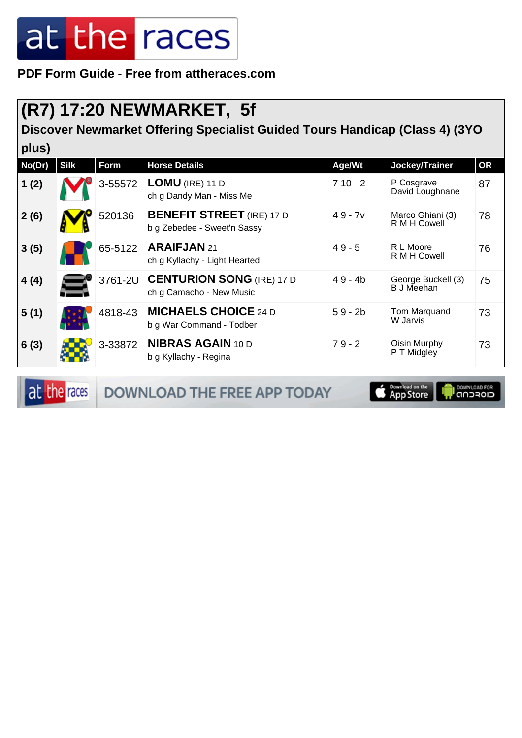PDF Form Guide - Free from attheraces.com

## (R7) 17:20 NEWMARKET, 5f

### Discover Newmarket Offering Specialist Guided Tours Handicap (Class 4) (3YO plus)

| No(Dr) | Silk | Form | Horse Details | Age/Wt | Jockey/Trainer | OR |
|---|---|---|---|---|---|---|
| 1 (2) | | 3-55572 | **LOMU** (IRE) 11 D<br>ch g Dandy Man - Miss Me | 7 10 - 2 | P Cosgrave<br>David Loughnane | 87 |
| 2 (6) | | 520136 | **BENEFIT STREET** (IRE) 17 D<br>b g Zebedee - Sweet'n Sassy | 4 9 - 7v | Marco Ghiani (3)<br>R M H Cowell | 78 |
| 3 (5) | | 65-5122 | **ARAIFJAN** 21<br>ch g Kyllachy - Light Hearted | 4 9 - 5 | R L Moore<br>R M H Cowell | 76 |
| 4 (4) | | 3761-2U | **CENTURION SONG** (IRE) 17 D<br>ch g Camacho - New Music | 4 9 - 4b | George Buckell (3)<br>B J Meehan | 75 |
| 5 (1) | | 4818-43 | **MICHAELS CHOICE** 24 D<br>b g War Command - Todber | 5 9 - 2b | Tom Marquand<br>W Jarvis | 73 |
| 6 (3) | | 3-33872 | **NIBRAS AGAIN** 10 D<br>b g Kyllachy - Regina | 7 9 - 2 | Oisin Murphy<br>P T Midgley | 73 |

DOWNLOAD THE FREE APP TODAY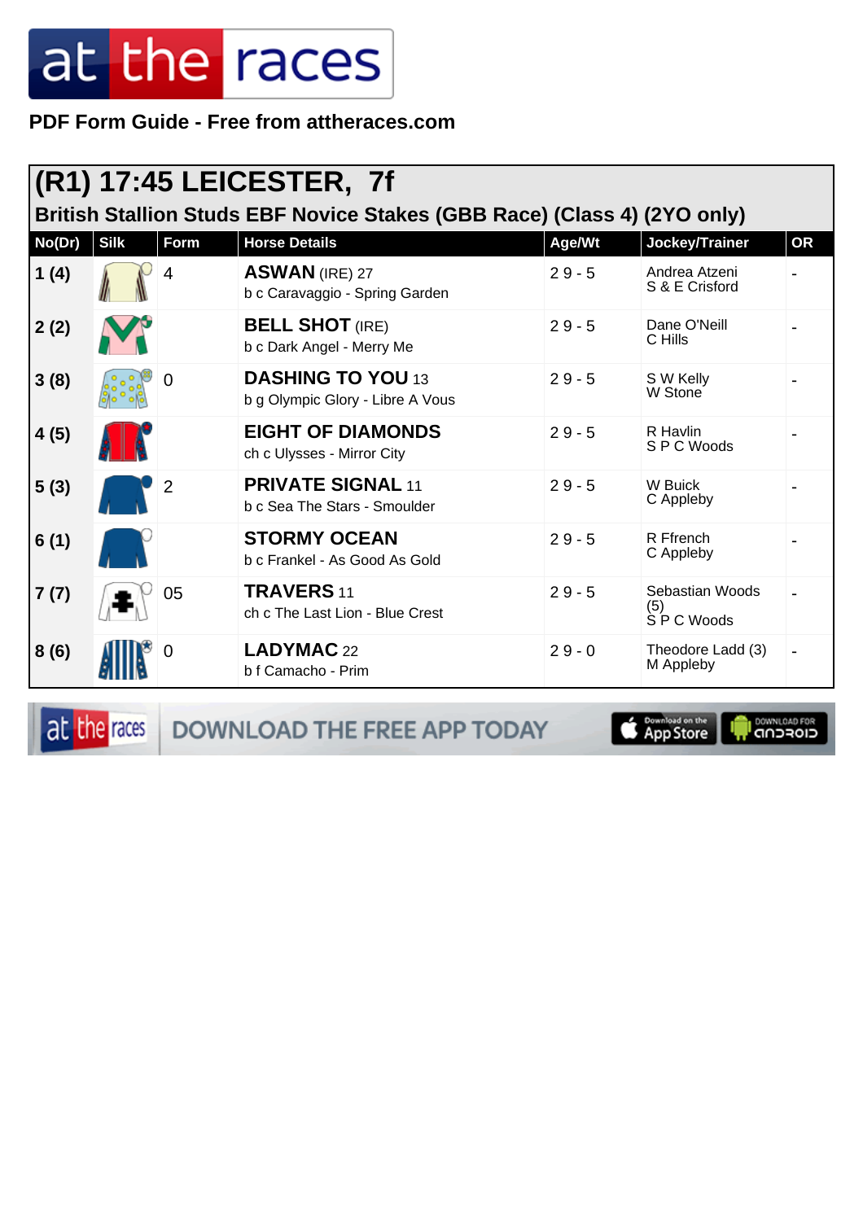# at the races

**PDF Form Guide - Free from attheraces.com**

## (R1) 17:45 LEICESTER, 7f

### British Stallion Studs EBF Novice Stakes (GBB Race) (Class 4) (2YO only)

| No(Dr) | Silk | Form | Horse Details | Age/Wt | Jockey/Trainer | OR |
|---|---|---|---|---|---|---|
| 1 (4) | | 4 | **ASWAN** (IRE) 27<br>b c Caravaggio - Spring Garden | 2 9 - 5 | Andrea Atzeni<br>S & E Crisford | - |
| 2 (2) | | | **BELL SHOT** (IRE)<br>b c Dark Angel - Merry Me | 2 9 - 5 | Dane O'Neill<br>C Hills | - |
| 3 (8) | | 0 | **DASHING TO YOU** 13<br>b g Olympic Glory - Libre A Vous | 2 9 - 5 | S W Kelly<br>W Stone | - |
| 4 (5) | | | **EIGHT OF DIAMONDS**<br>ch c Ulysses - Mirror City | 2 9 - 5 | R Havlin<br>S P C Woods | - |
| 5 (3) | | 2 | **PRIVATE SIGNAL** 11<br>b c Sea The Stars - Smoulder | 2 9 - 5 | W Buick<br>C Appleby | - |
| 6 (1) | | | **STORMY OCEAN**<br>b c Frankel - As Good As Gold | 2 9 - 5 | R Ffrench<br>C Appleby | - |
| 7 (7) | | 05 | **TRAVERS** 11<br>ch c The Last Lion - Blue Crest | 2 9 - 5 | Sebastian Woods (5)<br>S P C Woods | - |
| 8 (6) | | 0 | **LADYMAC** 22<br>b f Camacho - Prim | 2 9 - 0 | Theodore Ladd (3)<br>M Appleby | - |

DOWNLOAD THE FREE APP TODAY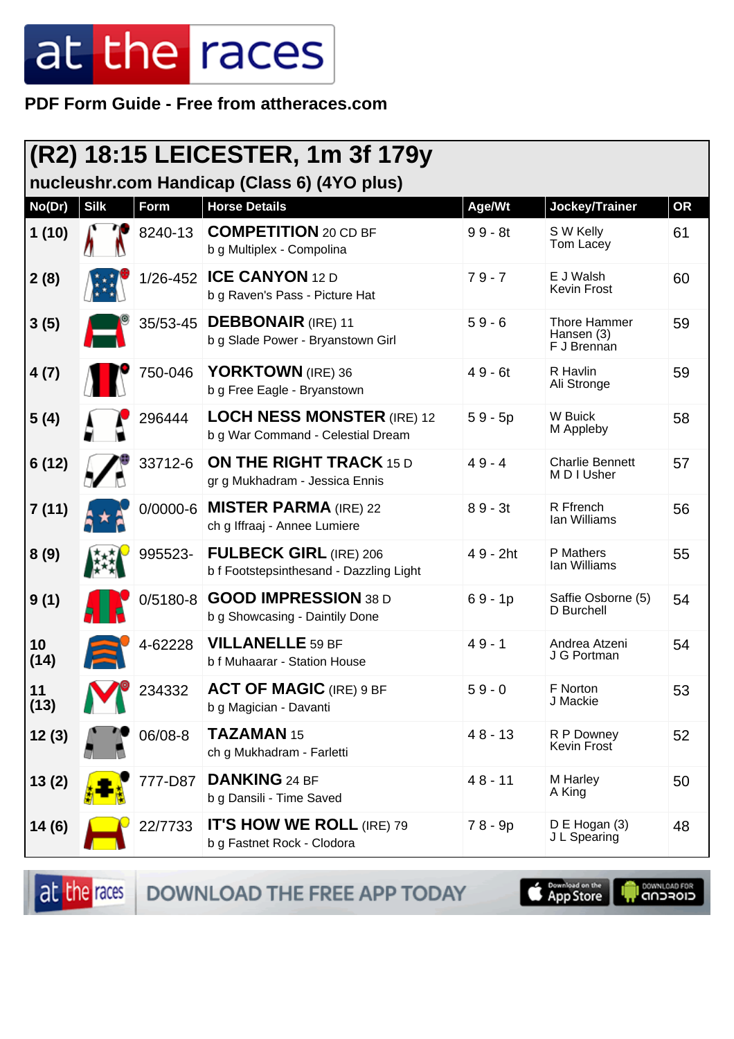# at the races

**PDF Form Guide - Free from attheraces.com**

## (R2) 18:15 LEICESTER, 1m 3f 179y

### nucleushr.com Handicap (Class 6) (4YO plus)

| No(Dr) | Silk | Form | Horse Details | Age/Wt | Jockey/Trainer | OR |
|---|---|---|---|---|---|---|
| 1 (10) | | 8240-13 | **COMPETITION** 20 CD BF<br>b g Multiplex - Compolina | 9 9 - 8t | S W Kelly<br>Tom Lacey | 61 |
| 2 (8) | | 1/26-452 | **ICE CANYON** 12 D<br>b g Raven's Pass - Picture Hat | 7 9 - 7 | E J Walsh<br>Kevin Frost | 60 |
| 3 (5) | | 35/53-45 | **DEBBONAIR** (IRE) 11<br>b g Slade Power - Bryanstown Girl | 5 9 - 6 | Thore Hammer Hansen (3)<br>F J Brennan | 59 |
| 4 (7) | | 750-046 | **YORKTOWN** (IRE) 36<br>b g Free Eagle - Bryanstown | 4 9 - 6t | R Havlin<br>Ali Stronge | 59 |
| 5 (4) | | 296444 | **LOCH NESS MONSTER** (IRE) 12<br>b g War Command - Celestial Dream | 5 9 - 5p | W Buick<br>M Appleby | 58 |
| 6 (12) | | 33712-6 | **ON THE RIGHT TRACK** 15 D<br>gr g Mukhadram - Jessica Ennis | 4 9 - 4 | Charlie Bennett<br>M D I Usher | 57 |
| 7 (11) | | 0/0000-6 | **MISTER PARMA** (IRE) 22<br>ch g Iffraaj - Annee Lumiere | 8 9 - 3t | R Ffrench<br>Ian Williams | 56 |
| 8 (9) | | 995523- | **FULBECK GIRL** (IRE) 206<br>b f Footstepsinthesand - Dazzling Light | 4 9 - 2ht | P Mathers<br>Ian Williams | 55 |
| 9 (1) | | 0/5180-8 | **GOOD IMPRESSION** 38 D<br>b g Showcasing - Daintily Done | 6 9 - 1p | Saffie Osborne (5)<br>D Burchell | 54 |
| 10 (14) | | 4-62228 | **VILLANELLE** 59 BF<br>b f Muhaarar - Station House | 4 9 - 1 | Andrea Atzeni<br>J G Portman | 54 |
| 11 (13) | | 234332 | **ACT OF MAGIC** (IRE) 9 BF<br>b g Magician - Davanti | 5 9 - 0 | F Norton<br>J Mackie | 53 |
| 12 (3) | | 06/08-8 | **TAZAMAN** 15<br>ch g Mukhadram - Farletti | 4 8 - 13 | R P Downey<br>Kevin Frost | 52 |
| 13 (2) | | 777-D87 | **DANKING** 24 BF<br>b g Dansili - Time Saved | 4 8 - 11 | M Harley<br>A King | 50 |
| 14 (6) | | 22/7733 | **IT'S HOW WE ROLL** (IRE) 79<br>b g Fastnet Rock - Clodora | 7 8 - 9p | D E Hogan (3)<br>J L Spearing | 48 |

at the races DOWNLOAD THE FREE APP TODAY — Download on the App Store — DOWNLOAD FOR android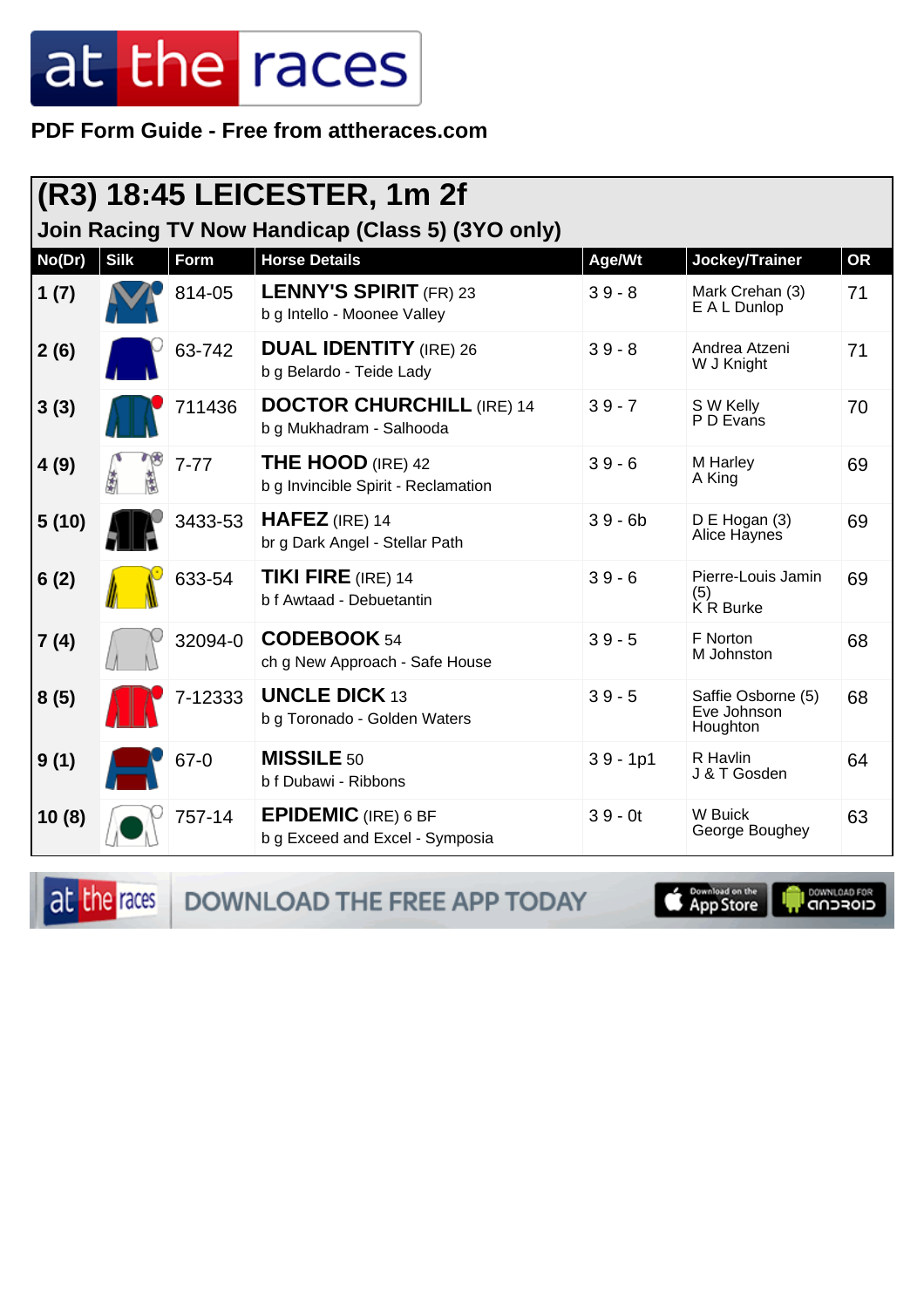**PDF Form Guide - Free from attheraces.com**

# (R3) 18:45 LEICESTER, 1m 2f

## Join Racing TV Now Handicap (Class 5) (3YO only)

| No(Dr) | Silk | Form | Horse Details | Age/Wt | Jockey/Trainer | OR |
|---|---|---|---|---|---|---|
| 1 (7) | | 814-05 | **LENNY'S SPIRIT** (FR) 23<br>b g Intello - Moonee Valley | 3 9 - 8 | Mark Crehan (3)<br>E A L Dunlop | 71 |
| 2 (6) | | 63-742 | **DUAL IDENTITY** (IRE) 26<br>b g Belardo - Teide Lady | 3 9 - 8 | Andrea Atzeni<br>W J Knight | 71 |
| 3 (3) | | 711436 | **DOCTOR CHURCHILL** (IRE) 14<br>b g Mukhadram - Salhooda | 3 9 - 7 | S W Kelly<br>P D Evans | 70 |
| 4 (9) | | 7-77 | **THE HOOD** (IRE) 42<br>b g Invincible Spirit - Reclamation | 3 9 - 6 | M Harley<br>A King | 69 |
| 5 (10) | | 3433-53 | **HAFEZ** (IRE) 14<br>br g Dark Angel - Stellar Path | 3 9 - 6b | D E Hogan (3)<br>Alice Haynes | 69 |
| 6 (2) | | 633-54 | **TIKI FIRE** (IRE) 14<br>b f Awtaad - Debuetantin | 3 9 - 6 | Pierre-Louis Jamin (5)<br>K R Burke | 69 |
| 7 (4) | | 32094-0 | **CODEBOOK** 54<br>ch g New Approach - Safe House | 3 9 - 5 | F Norton<br>M Johnston | 68 |
| 8 (5) | | 7-12333 | **UNCLE DICK** 13<br>b g Toronado - Golden Waters | 3 9 - 5 | Saffie Osborne (5)<br>Eve Johnson Houghton | 68 |
| 9 (1) | | 67-0 | **MISSILE** 50<br>b f Dubawi - Ribbons | 3 9 - 1p1 | R Havlin<br>J & T Gosden | 64 |
| 10 (8) | | 757-14 | **EPIDEMIC** (IRE) 6 BF<br>b g Exceed and Excel - Symposia | 3 9 - 0t | W Buick<br>George Boughey | 63 |

DOWNLOAD THE FREE APP TODAY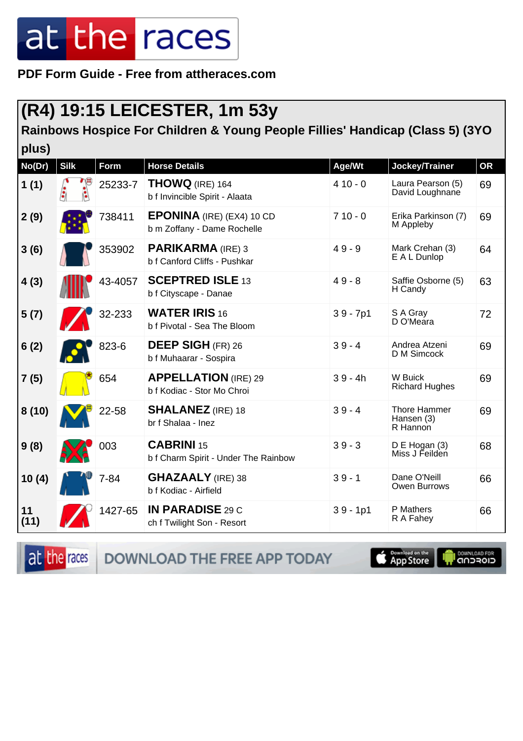# at the races

**PDF Form Guide - Free from attheraces.com**

## (R4) 19:15 LEICESTER, 1m 53y

### Rainbows Hospice For Children & Young People Fillies' Handicap (Class 5) (3YO plus)

| No(Dr) | Silk | Form | Horse Details | Age/Wt | Jockey/Trainer | OR |
|---|---|---|---|---|---|---|
| 1 (1) | | 25233-7 | **THOWQ** (IRE) 164<br>b f Invincible Spirit - Alaata | 4 10 - 0 | Laura Pearson (5)<br>David Loughnane | 69 |
| 2 (9) | | 738411 | **EPONINA** (IRE) (EX4) 10 CD<br>b m Zoffany - Dame Rochelle | 7 10 - 0 | Erika Parkinson (7)<br>M Appleby | 69 |
| 3 (6) | | 353902 | **PARIKARMA** (IRE) 3<br>b f Canford Cliffs - Pushkar | 4 9 - 9 | Mark Crehan (3)<br>E A L Dunlop | 64 |
| 4 (3) | | 43-4057 | **SCEPTRED ISLE** 13<br>b f Cityscape - Danae | 4 9 - 8 | Saffie Osborne (5)<br>H Candy | 63 |
| 5 (7) | | 32-233 | **WATER IRIS** 16<br>b f Pivotal - Sea The Bloom | 3 9 - 7p1 | S A Gray<br>D O'Meara | 72 |
| 6 (2) | | 823-6 | **DEEP SIGH** (FR) 26<br>b f Muhaarar - Sospira | 3 9 - 4 | Andrea Atzeni<br>D M Simcock | 69 |
| 7 (5) | | 654 | **APPELLATION** (IRE) 29<br>b f Kodiac - Stor Mo Chroi | 3 9 - 4h | W Buick<br>Richard Hughes | 69 |
| 8 (10) | | 22-58 | **SHALANEZ** (IRE) 18<br>br f Shalaa - Inez | 3 9 - 4 | Thore Hammer Hansen (3)<br>R Hannon | 69 |
| 9 (8) | | 003 | **CABRINI** 15<br>b f Charm Spirit - Under The Rainbow | 3 9 - 3 | D E Hogan (3)<br>Miss J Feilden | 68 |
| 10 (4) | | 7-84 | **GHAZAALY** (IRE) 38<br>b f Kodiac - Airfield | 3 9 - 1 | Dane O'Neill<br>Owen Burrows | 66 |
| 11 (11) | | 1427-65 | **IN PARADISE** 29 C<br>ch f Twilight Son - Resort | 3 9 - 1p1 | P Mathers<br>R A Fahey | 66 |

DOWNLOAD THE FREE APP TODAY